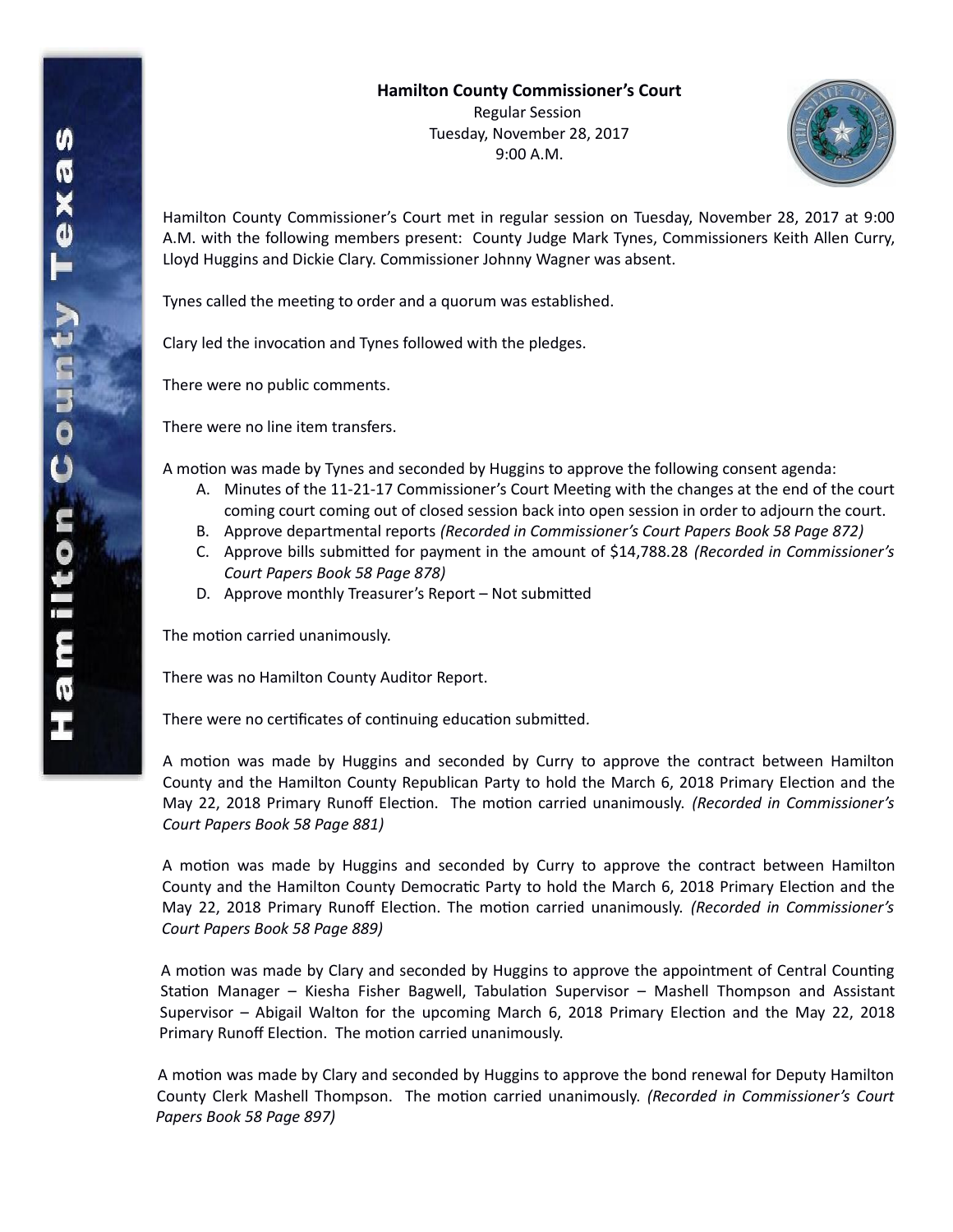**Hamilton County Commissioner's Court**

Regular Session
Tuesday, November 28, 2017
9:00 A.M.

Hamilton County Commissioner's Court met in regular session on Tuesday, November 28, 2017 at 9:00 A.M. with the following members present: County Judge Mark Tynes, Commissioners Keith Allen Curry, Lloyd Huggins and Dickie Clary. Commissioner Johnny Wagner was absent.

Tynes called the meeting to order and a quorum was established.

Clary led the invocation and Tynes followed with the pledges.

There were no public comments.

There were no line item transfers.

A motion was made by Tynes and seconded by Huggins to approve the following consent agenda:

A. Minutes of the 11-21-17 Commissioner's Court Meeting with the changes at the end of the court coming court coming out of closed session back into open session in order to adjourn the court.
B. Approve departmental reports *(Recorded in Commissioner's Court Papers Book 58 Page 872)*
C. Approve bills submitted for payment in the amount of $14,788.28 *(Recorded in Commissioner's Court Papers Book 58 Page 878)*
D. Approve monthly Treasurer's Report – Not submitted

The motion carried unanimously.

There was no Hamilton County Auditor Report.

There were no certificates of continuing education submitted.

A motion was made by Huggins and seconded by Curry to approve the contract between Hamilton County and the Hamilton County Republican Party to hold the March 6, 2018 Primary Election and the May 22, 2018 Primary Runoff Election. The motion carried unanimously. *(Recorded in Commissioner's Court Papers Book 58 Page 881)*

A motion was made by Huggins and seconded by Curry to approve the contract between Hamilton County and the Hamilton County Democratic Party to hold the March 6, 2018 Primary Election and the May 22, 2018 Primary Runoff Election. The motion carried unanimously. *(Recorded in Commissioner's Court Papers Book 58 Page 889)*

A motion was made by Clary and seconded by Huggins to approve the appointment of Central Counting Station Manager – Kiesha Fisher Bagwell, Tabulation Supervisor – Mashell Thompson and Assistant Supervisor – Abigail Walton for the upcoming March 6, 2018 Primary Election and the May 22, 2018 Primary Runoff Election. The motion carried unanimously.

A motion was made by Clary and seconded by Huggins to approve the bond renewal for Deputy Hamilton County Clerk Mashell Thompson. The motion carried unanimously. *(Recorded in Commissioner's Court Papers Book 58 Page 897)*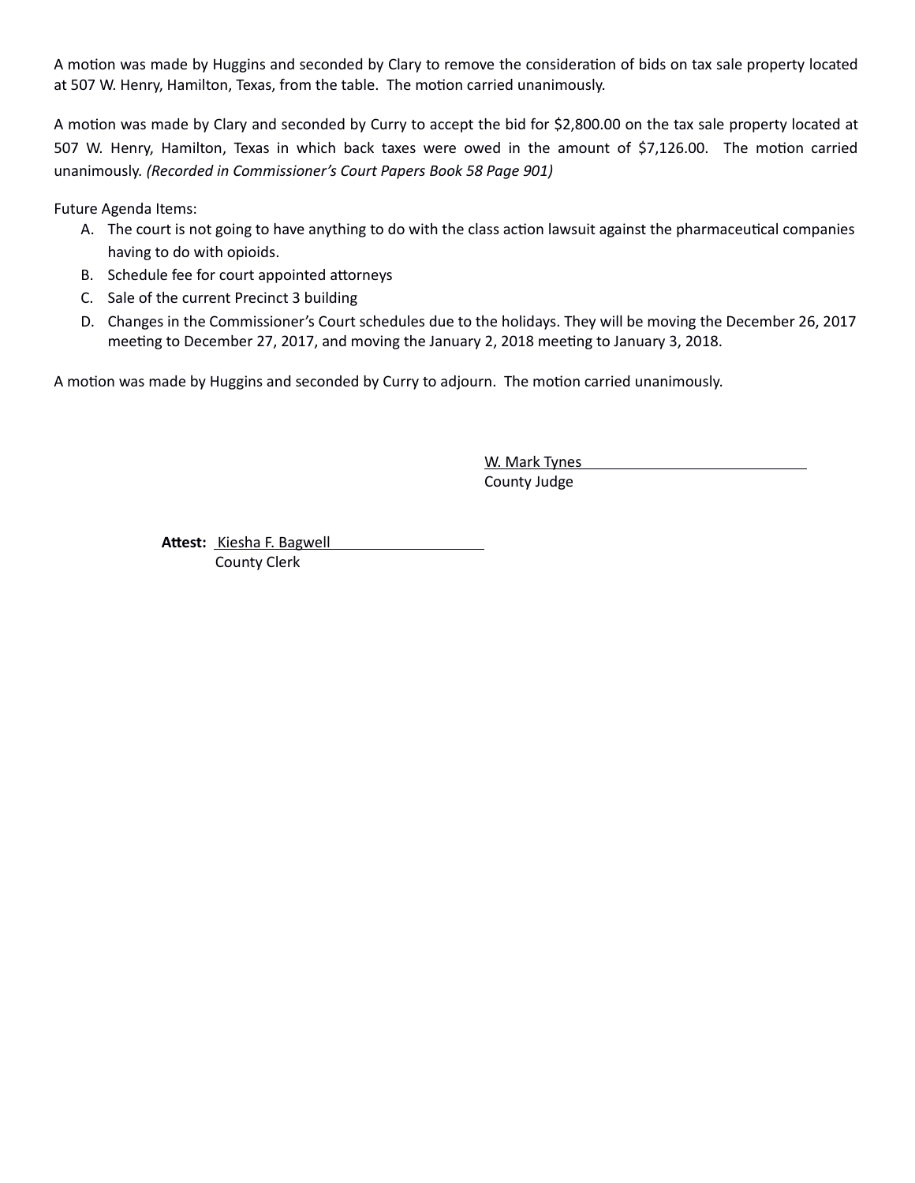A motion was made by Huggins and seconded by Clary to remove the consideration of bids on tax sale property located at 507 W. Henry, Hamilton, Texas, from the table. The motion carried unanimously.

A motion was made by Clary and seconded by Curry to accept the bid for $2,800.00 on the tax sale property located at 507 W. Henry, Hamilton, Texas in which back taxes were owed in the amount of $7,126.00. The motion carried unanimously. *(Recorded in Commissioner's Court Papers Book 58 Page 901)*

Future Agenda Items:

A. The court is not going to have anything to do with the class action lawsuit against the pharmaceutical companies having to do with opioids.
B. Schedule fee for court appointed attorneys
C. Sale of the current Precinct 3 building
D. Changes in the Commissioner's Court schedules due to the holidays. They will be moving the December 26, 2017 meeting to December 27, 2017, and moving the January 2, 2018 meeting to January 3, 2018.

A motion was made by Huggins and seconded by Curry to adjourn. The motion carried unanimously.

W. Mark Tynes
County Judge

**Attest:** Kiesha F. Bagwell
County Clerk